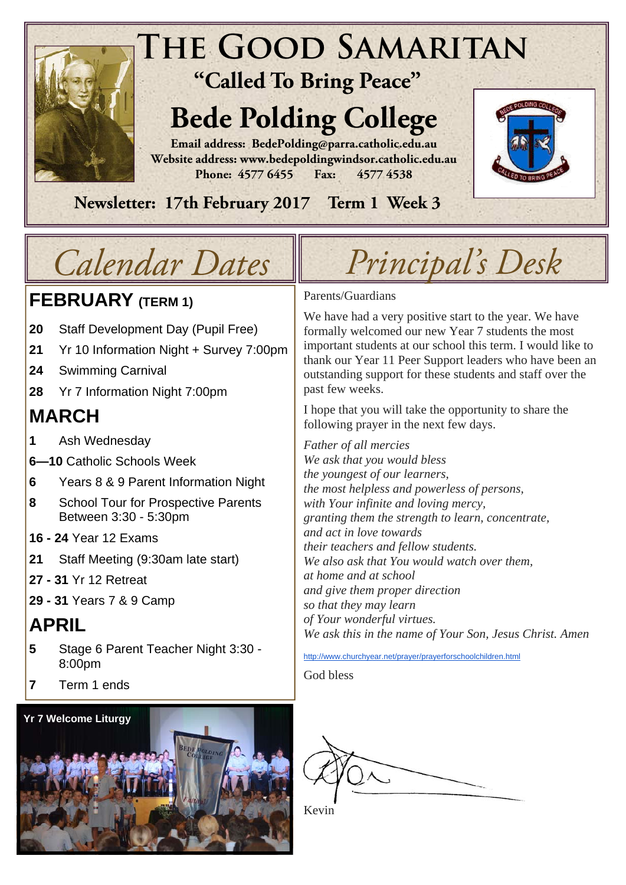# The Good Samaritan

**"Called To Bring Peace"**

# Bede Polding College

**Email address: BedePolding@parra.catholic.edu.au**
**Website address: www.bedepoldingwindsor.catholic.edu.au**
**Phone: 4577 6455 Fax: 4577 4538**

**Newsletter: 17th February 2017 Term 1 Week 3**

## Calendar Dates

### FEBRUARY (TERM 1)

- **20** Staff Development Day (Pupil Free)
- **21** Yr 10 Information Night + Survey 7:00pm
- **24** Swimming Carnival
- **28** Yr 7 Information Night 7:00pm

### MARCH

- **1** Ash Wednesday
- **6—10** Catholic Schools Week
- **6** Years 8 & 9 Parent Information Night
- **8** School Tour for Prospective Parents Between 3:30 - 5:30pm
- **16 - 24** Year 12 Exams
- **21** Staff Meeting (9:30am late start)
- **27 - 31** Yr 12 Retreat
- **29 - 31** Years 7 & 9 Camp

### APRIL

- **5** Stage 6 Parent Teacher Night 3:30 - 8:00pm
- **7** Term 1 ends

**Yr 7 Welcome Liturgy**

## Principal's Desk

Parents/Guardians

We have had a very positive start to the year. We have formally welcomed our new Year 7 students the most important students at our school this term. I would like to thank our Year 11 Peer Support leaders who have been an outstanding support for these students and staff over the past few weeks.

I hope that you will take the opportunity to share the following prayer in the next few days.

*Father of all mercies*
*We ask that you would bless*
*the youngest of our learners,*
*the most helpless and powerless of persons,*
*with Your infinite and loving mercy,*
*granting them the strength to learn, concentrate,*
*and act in love towards*
*their teachers and fellow students.*
*We also ask that You would watch over them,*
*at home and at school*
*and give them proper direction*
*so that they may learn*
*of Your wonderful virtues.*
*We ask this in the name of Your Son, Jesus Christ. Amen*

http://www.churchyear.net/prayer/prayerforschoolchildren.html

God bless

Kevin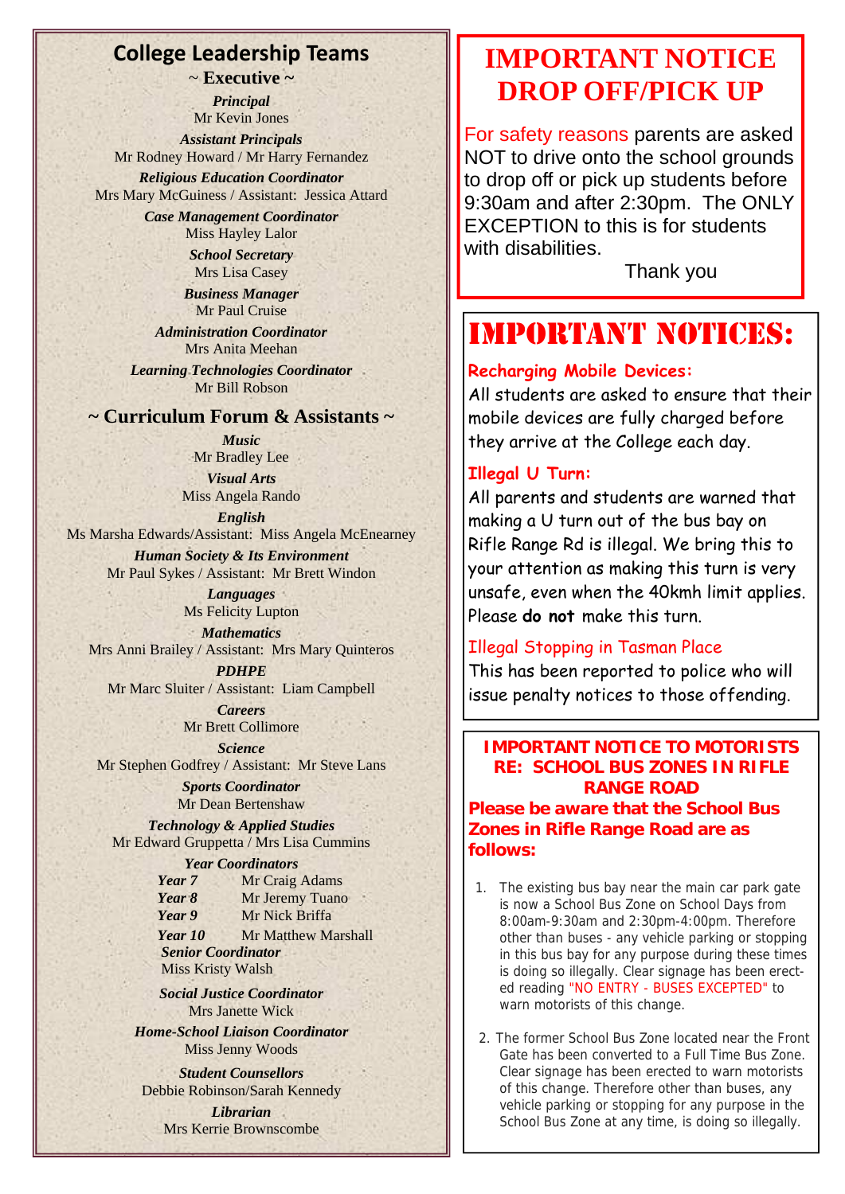## College Leadership Teams

### ~ Executive ~

***Principal***
Mr Kevin Jones

***Assistant Principals***
Mr Rodney Howard / Mr Harry Fernandez

***Religious Education Coordinator***
Mrs Mary McGuiness / Assistant: Jessica Attard

***Case Management Coordinator***
Miss Hayley Lalor

***School Secretary***
Mrs Lisa Casey

***Business Manager***
Mr Paul Cruise

***Administration Coordinator***
Mrs Anita Meehan

***Learning Technologies Coordinator***
Mr Bill Robson

### ~ Curriculum Forum & Assistants ~

***Music***
Mr Bradley Lee

***Visual Arts***
Miss Angela Rando

***English***
Ms Marsha Edwards/Assistant: Miss Angela McEnearney

***Human Society & Its Environment***
Mr Paul Sykes / Assistant: Mr Brett Windon

***Languages***
Ms Felicity Lupton

***Mathematics***
Mrs Anni Brailey / Assistant: Mrs Mary Quinteros

***PDHPE***
Mr Marc Sluiter / Assistant: Liam Campbell

***Careers***
Mr Brett Collimore

***Science***
Mr Stephen Godfrey / Assistant: Mr Steve Lans

***Sports Coordinator***
Mr Dean Bertenshaw

***Technology & Applied Studies***
Mr Edward Gruppetta / Mrs Lisa Cummins

***Year Coordinators***
***Year 7*** Mr Craig Adams
***Year 8*** Mr Jeremy Tuano
***Year 9*** Mr Nick Briffa
***Year 10*** Mr Matthew Marshall
***Senior Coordinator***
Miss Kristy Walsh

***Social Justice Coordinator***
Mrs Janette Wick

***Home-School Liaison Coordinator***
Miss Jenny Woods

***Student Counsellors***
Debbie Robinson/Sarah Kennedy

***Librarian***
Mrs Kerrie Brownscombe

# IMPORTANT NOTICE DROP OFF/PICK UP

For safety reasons parents are asked NOT to drive onto the school grounds to drop off or pick up students before 9:30am and after 2:30pm. The ONLY EXCEPTION to this is for students with disabilities.

Thank you

# IMPORTANT NOTICES:

**Recharging Mobile Devices:**

All students are asked to ensure that their mobile devices are fully charged before they arrive at the College each day.

**Illegal U Turn:**

All parents and students are warned that making a U turn out of the bus bay on Rifle Range Rd is illegal. We bring this to your attention as making this turn is very unsafe, even when the 40kmh limit applies. Please **do not** make this turn.

**Illegal Stopping in Tasman Place**

This has been reported to police who will issue penalty notices to those offending.

**IMPORTANT NOTICE TO MOTORISTS RE: SCHOOL BUS ZONES IN RIFLE RANGE ROAD**

**Please be aware that the School Bus Zones in Rifle Range Road are as follows:**

1. The existing bus bay near the main car park gate is now a School Bus Zone on School Days from 8:00am-9:30am and 2:30pm-4:00pm. Therefore other than buses - any vehicle parking or stopping in this bus bay for any purpose during these times is doing so illegally. Clear signage has been erected reading "NO ENTRY - BUSES EXCEPTED" to warn motorists of this change.

2. The former School Bus Zone located near the Front Gate has been converted to a Full Time Bus Zone. Clear signage has been erected to warn motorists of this change. Therefore other than buses, any vehicle parking or stopping for any purpose in the School Bus Zone at any time, is doing so illegally.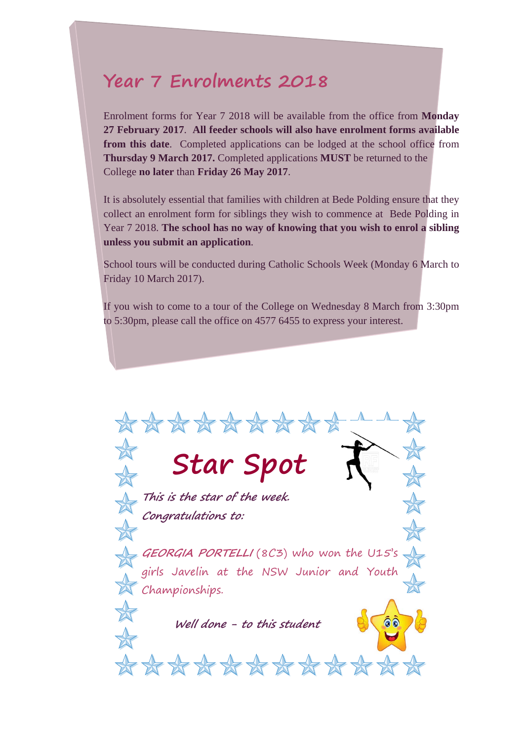## Year 7 Enrolments 2018

Enrolment forms for Year 7 2018 will be available from the office from **Monday 27 February 2017**. **All feeder schools will also have enrolment forms available from this date**. Completed applications can be lodged at the school office from **Thursday 9 March 2017.** Completed applications **MUST** be returned to the College **no later** than **Friday 26 May 2017**.

It is absolutely essential that families with children at Bede Polding ensure that they collect an enrolment form for siblings they wish to commence at Bede Polding in Year 7 2018. **The school has no way of knowing that you wish to enrol a sibling unless you submit an application**.

School tours will be conducted during Catholic Schools Week (Monday 6 March to Friday 10 March 2017).

If you wish to come to a tour of the College on Wednesday 8 March from 3:30pm to 5:30pm, please call the office on 4577 6455 to express your interest.

## Star Spot

***This is the star of the week.***

***Congratulations to:***

***GEORGIA PORTELLI*** (8C3) who won the U15's girls Javelin at the NSW Junior and Youth Championships.

***Well done - to this student***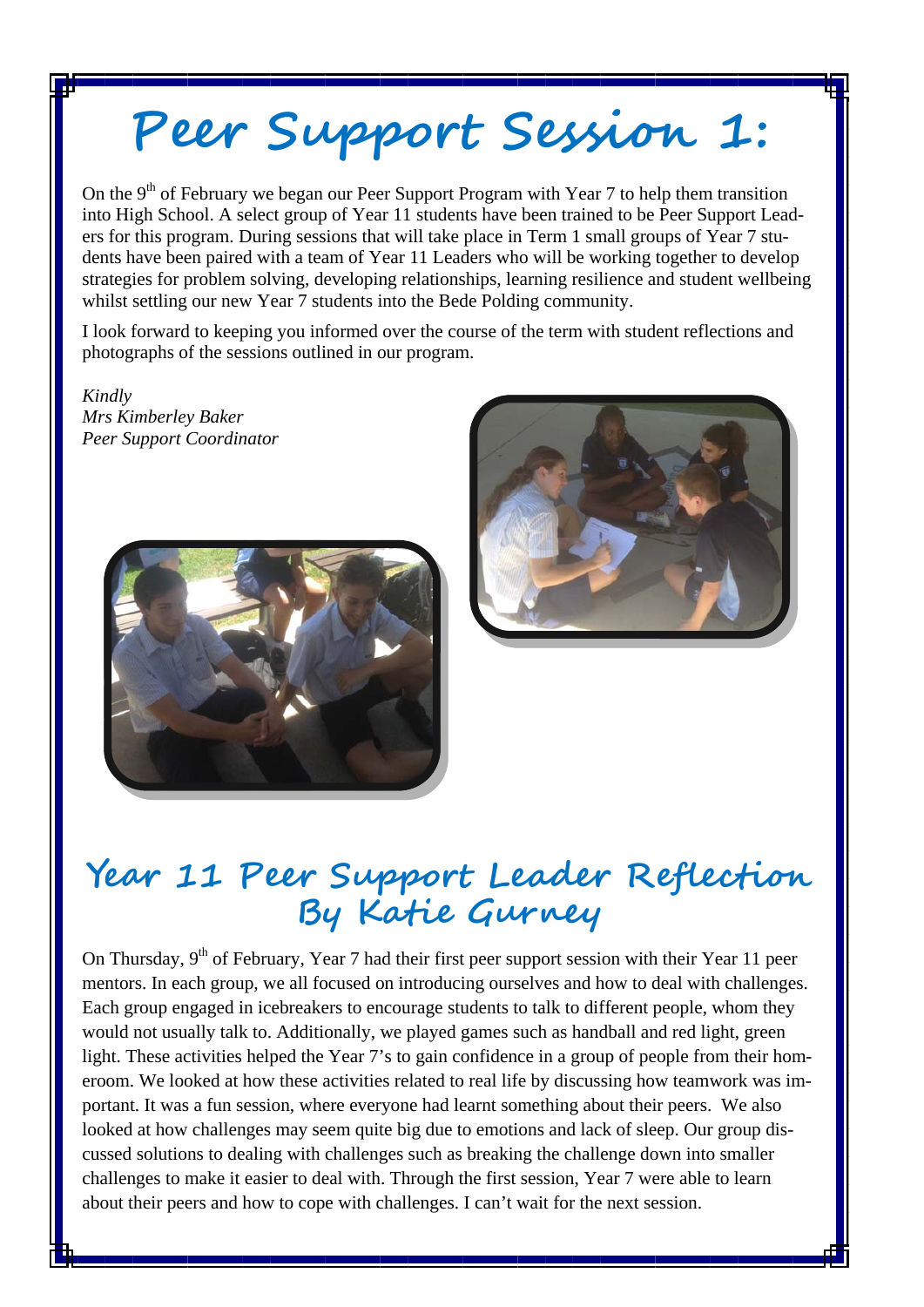# Peer Support Session 1:

On the 9th of February we began our Peer Support Program with Year 7 to help them transition into High School. A select group of Year 11 students have been trained to be Peer Support Leaders for this program. During sessions that will take place in Term 1 small groups of Year 7 students have been paired with a team of Year 11 Leaders who will be working together to develop strategies for problem solving, developing relationships, learning resilience and student wellbeing whilst settling our new Year 7 students into the Bede Polding community.

I look forward to keeping you informed over the course of the term with student reflections and photographs of the sessions outlined in our program.

*Kindly*
*Mrs Kimberley Baker*
*Peer Support Coordinator*

# Year 11 Peer Support Leader Reflection By Katie Gurney

On Thursday, 9th of February, Year 7 had their first peer support session with their Year 11 peer mentors. In each group, we all focused on introducing ourselves and how to deal with challenges. Each group engaged in icebreakers to encourage students to talk to different people, whom they would not usually talk to. Additionally, we played games such as handball and red light, green light. These activities helped the Year 7's to gain confidence in a group of people from their homeroom. We looked at how these activities related to real life by discussing how teamwork was important. It was a fun session, where everyone had learnt something about their peers. We also looked at how challenges may seem quite big due to emotions and lack of sleep. Our group discussed solutions to dealing with challenges such as breaking the challenge down into smaller challenges to make it easier to deal with. Through the first session, Year 7 were able to learn about their peers and how to cope with challenges. I can't wait for the next session.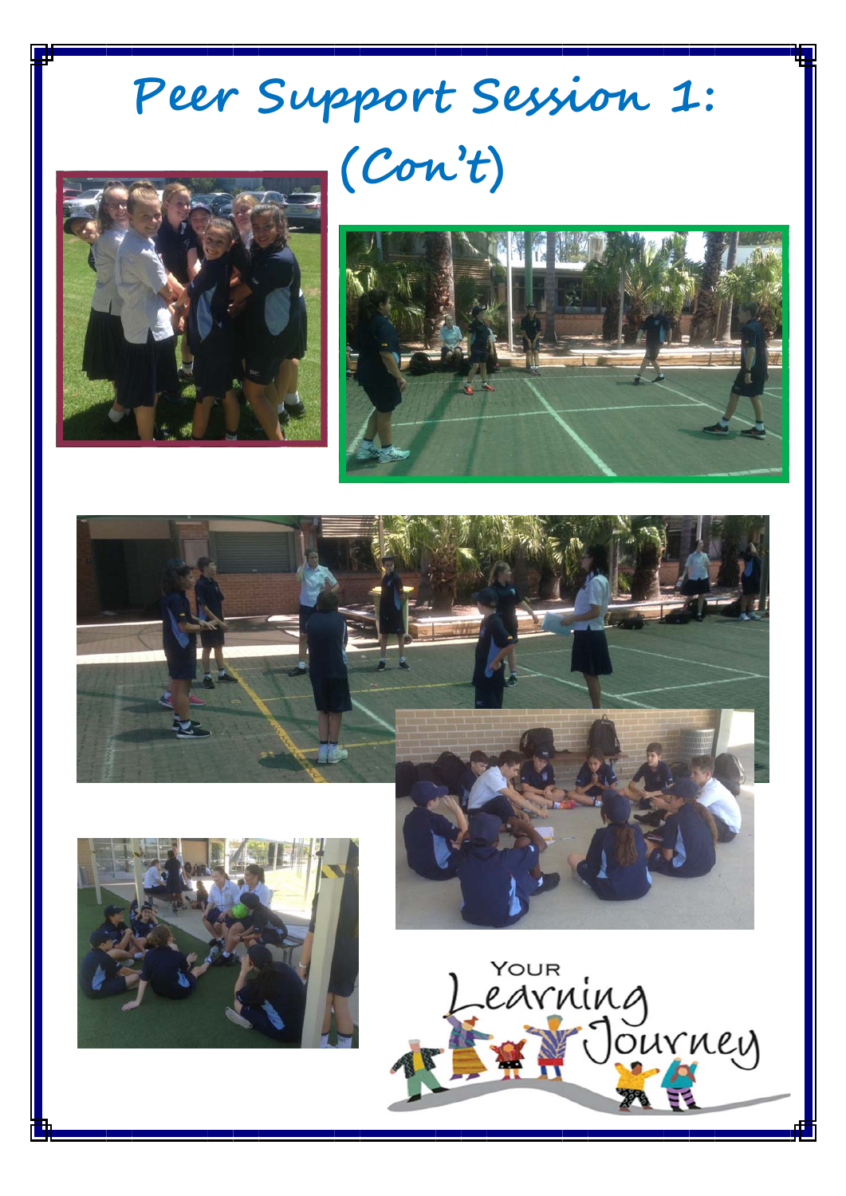# Peer Support Session 1: (Con't)

YOUR Learning Journey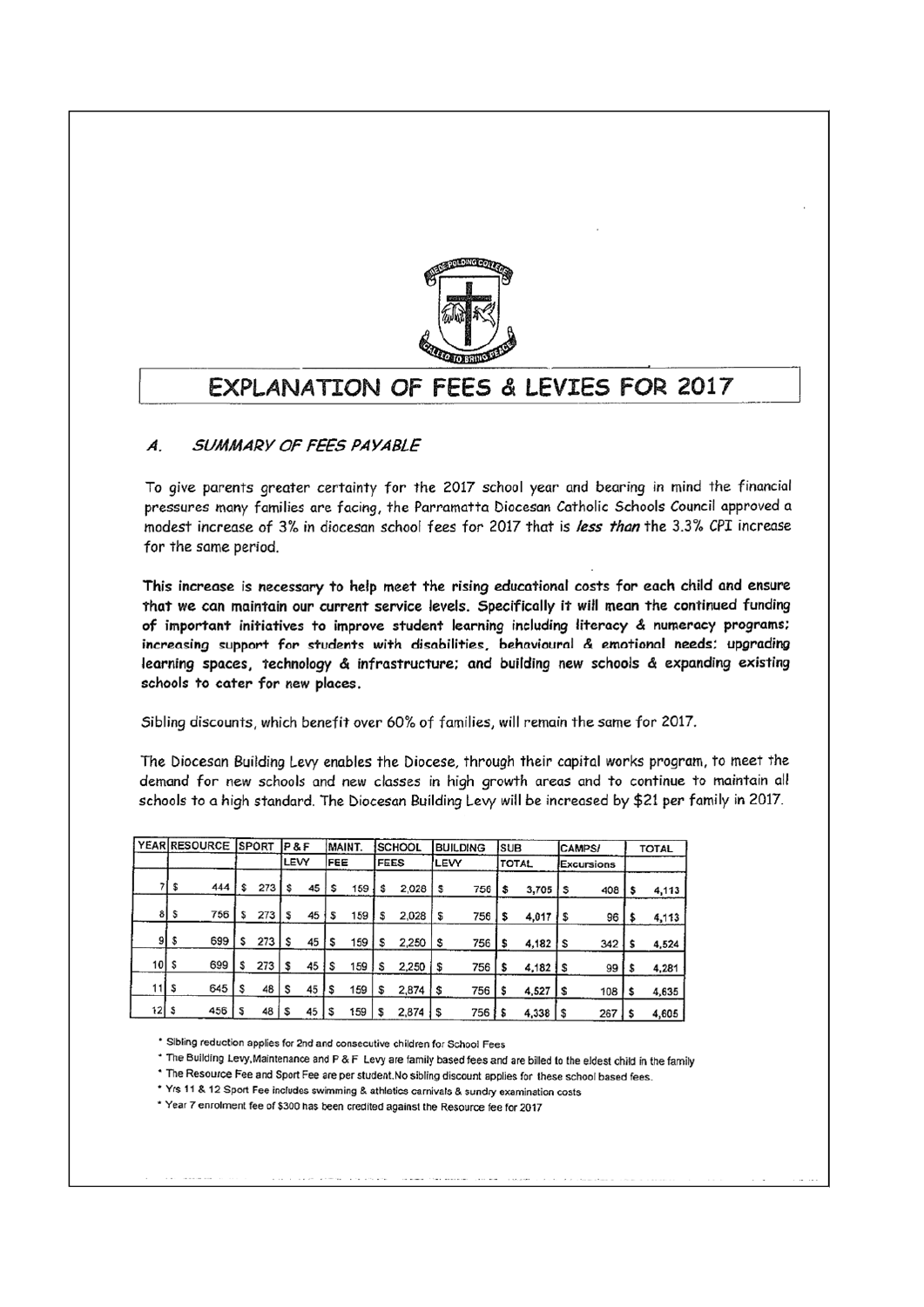# EXPLANATION OF FEES & LEVIES FOR 2017

## *A. SUMMARY OF FEES PAYABLE*

To give parents greater certainty for the 2017 school year and bearing in mind the financial pressures many families are facing, the Parramatta Diocesan Catholic Schools Council approved a modest increase of 3% in diocesan school fees for 2017 that is ***less than*** the 3.3% CPI increase for the same period.

**This increase is necessary to help meet the rising educational costs for each child and ensure that we can maintain our current service levels. Specifically it will mean the continued funding of important initiatives to improve student learning including literacy & numeracy programs; increasing support for students with disabilities, behavioural & emotional needs; upgrading learning spaces, technology & infrastructure; and building new schools & expanding existing schools to cater for new places.**

Sibling discounts, which benefit over 60% of families, will remain the same for 2017.

The Diocesan Building Levy enables the Diocese, through their capital works program, to meet the demand for new schools and new classes in high growth areas and to continue to maintain all schools to a high standard. The Diocesan Building Levy will be increased by $21 per family in 2017.

| YEAR | RESOURCE | SPORT | P & F LEVY | MAINT. FEE | SCHOOL FEES | BUILDING LEVY | SUB TOTAL | CAMPS/ Excursions | TOTAL |
|---|---|---|---|---|---|---|---|---|---|
| 7 | $ 444 | $ 273 | $ 45 | $ 159 | $ 2,028 | $ 756 | $ 3,705 | $ 408 | $ 4,113 |
| 8 | $ 756 | $ 273 | $ 45 | $ 159 | $ 2,028 | $ 756 | $ 4,017 | $ 96 | $ 4,113 |
| 9 | $ 699 | $ 273 | $ 45 | $ 159 | $ 2,250 | $ 756 | $ 4,182 | $ 342 | $ 4,524 |
| 10 | $ 699 | $ 273 | $ 45 | $ 159 | $ 2,250 | $ 756 | $ 4,182 | $ 99 | $ 4,281 |
| 11 | $ 645 | $ 48 | $ 45 | $ 159 | $ 2,874 | $ 756 | $ 4,527 | $ 108 | $ 4,635 |
| 12 | $ 456 | $ 48 | $ 45 | $ 159 | $ 2,874 | $ 756 | $ 4,338 | $ 267 | $ 4,605 |

* Sibling reduction applies for 2nd and consecutive children for School Fees
* The Building Levy,Maintenance and P & F Levy are family based fees and are billed to the eldest child in the family
* The Resource Fee and Sport Fee are per student.No sibling discount applies for these school based fees.
* Yrs 11 & 12 Sport Fee includes swimming & athletics carnivals & sundry examination costs
* Year 7 enrolment fee of $300 has been credited against the Resource fee for 2017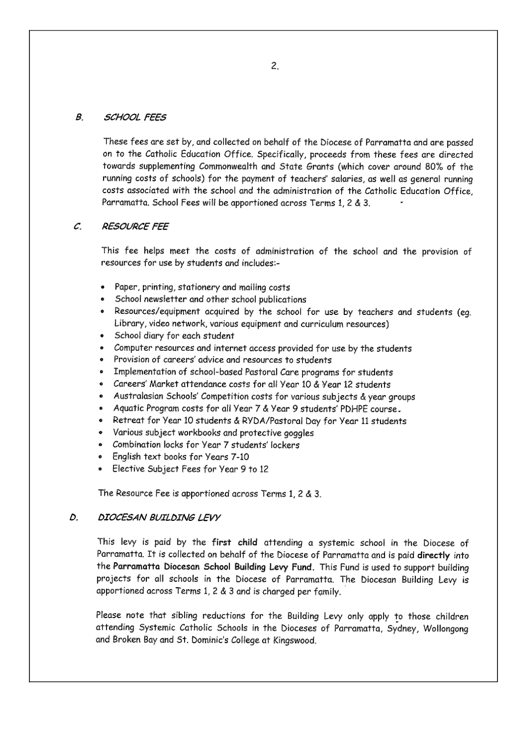## *B. SCHOOL FEES*

These fees are set by, and collected on behalf of the Diocese of Parramatta and are passed on to the Catholic Education Office. Specifically, proceeds from these fees are directed towards supplementing Commonwealth and State Grants (which cover around 80% of the running costs of schools) for the payment of teachers' salaries, as well as general running costs associated with the school and the administration of the Catholic Education Office, Parramatta. School Fees will be apportioned across Terms 1, 2 & 3.

## *C. RESOURCE FEE*

This fee helps meet the costs of administration of the school and the provision of resources for use by students and includes:-

- Paper, printing, stationery and mailing costs
- School newsletter and other school publications
- Resources/equipment acquired by the school for use by teachers and students (eg. Library, video network, various equipment and curriculum resources)
- School diary for each student
- Computer resources and internet access provided for use by the students
- Provision of careers' advice and resources to students
- Implementation of school-based Pastoral Care programs for students
- Careers' Market attendance costs for all Year 10 & Year 12 students
- Australasian Schools' Competition costs for various subjects & year groups
- Aquatic Program costs for all Year 7 & Year 9 students' PDHPE course.
- Retreat for Year 10 students & RYDA/Pastoral Day for Year 11 students
- Various subject workbooks and protective goggles
- Combination locks for Year 7 students' lockers
- English text books for Years 7-10
- Elective Subject Fees for Year 9 to 12

The Resource Fee is apportioned across Terms 1, 2 & 3.

## *D. DIOCESAN BUILDING LEVY*

This levy is paid by the **first child** attending a systemic school in the Diocese of Parramatta. It is collected on behalf of the Diocese of Parramatta and is paid **directly** into the **Parramatta Diocesan School Building Levy Fund.** This Fund is used to support building projects for all schools in the Diocese of Parramatta. The Diocesan Building Levy is apportioned across Terms 1, 2 & 3 and is charged per family.

Please note that sibling reductions for the Building Levy only apply to those children attending Systemic Catholic Schools in the Dioceses of Parramatta, Sydney, Wollongong and Broken Bay and St. Dominic's College at Kingswood.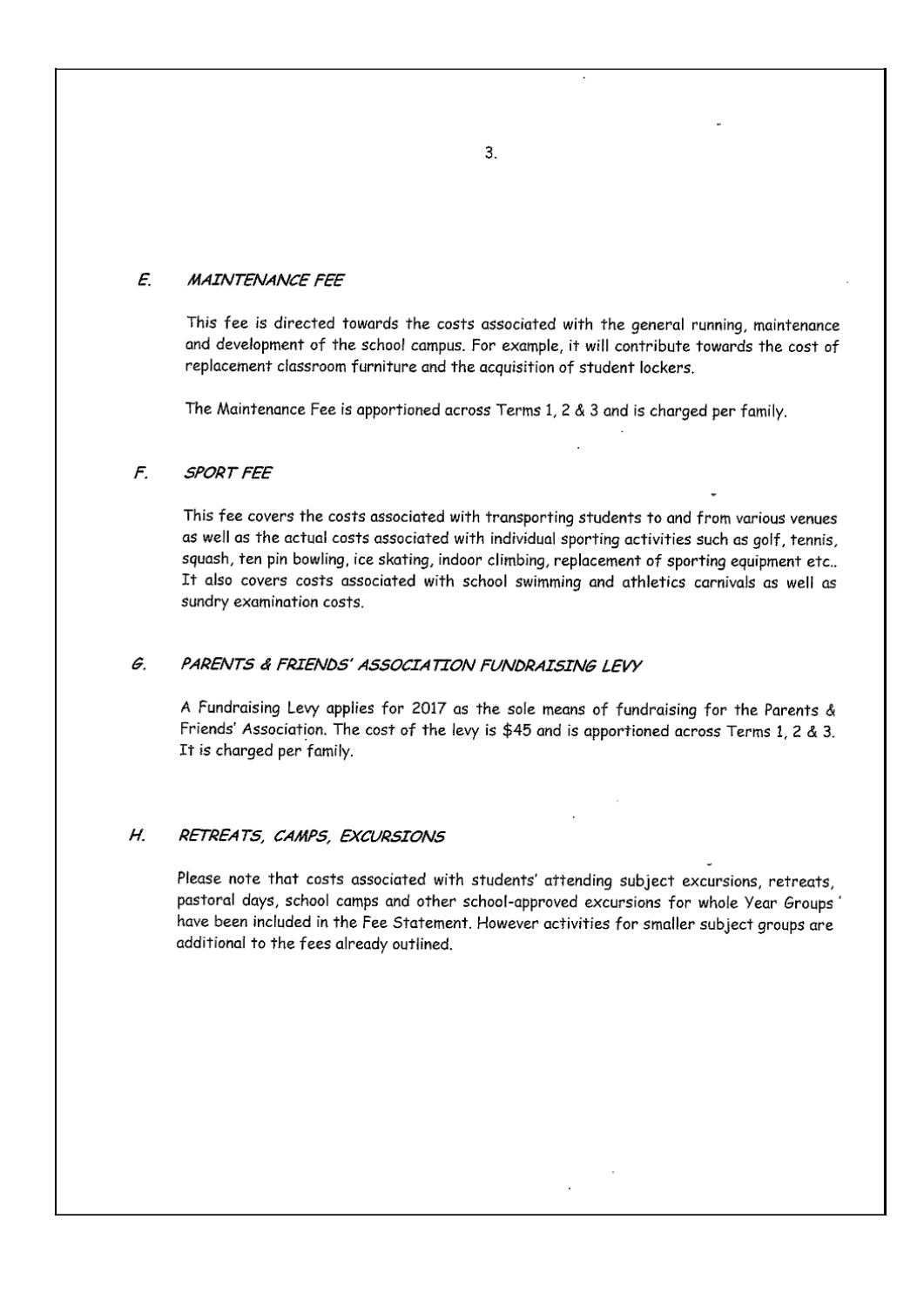## E. *MAINTENANCE FEE*

This fee is directed towards the costs associated with the general running, maintenance and development of the school campus. For example, it will contribute towards the cost of replacement classroom furniture and the acquisition of student lockers.

The Maintenance Fee is apportioned across Terms 1, 2 & 3 and is charged per family.

## F. *SPORT FEE*

This fee covers the costs associated with transporting students to and from various venues as well as the actual costs associated with individual sporting activities such as golf, tennis, squash, ten pin bowling, ice skating, indoor climbing, replacement of sporting equipment etc.. It also covers costs associated with school swimming and athletics carnivals as well as sundry examination costs.

## G. *PARENTS & FRIENDS' ASSOCIATION FUNDRAISING LEVY*

A Fundraising Levy applies for 2017 as the sole means of fundraising for the Parents & Friends' Association. The cost of the levy is $45 and is apportioned across Terms 1, 2 & 3. It is charged per family.

## H. *RETREATS, CAMPS, EXCURSIONS*

Please note that costs associated with students' attending subject excursions, retreats, pastoral days, school camps and other school-approved excursions for whole Year Groups' have been included in the Fee Statement. However activities for smaller subject groups are additional to the fees already outlined.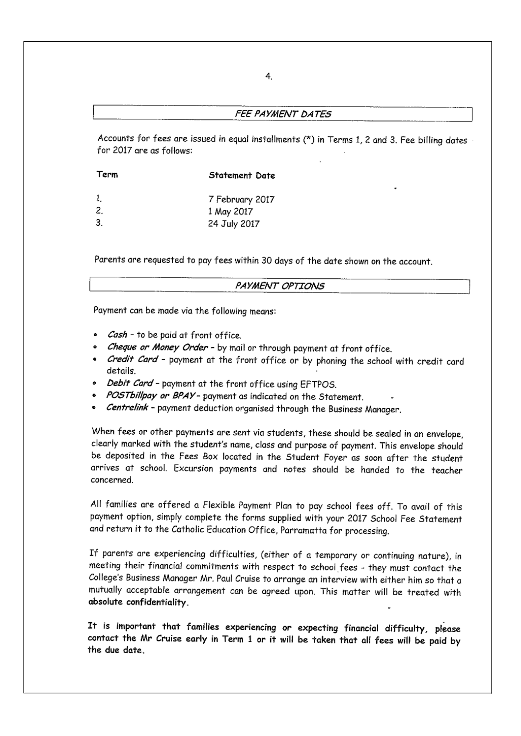## *FEE PAYMENT DATES*

Accounts for fees are issued in equal installments (*) in Terms 1, 2 and 3. Fee billing dates for 2017 are as follows:

| Term | Statement Date |
|---|---|
| 1. | 7 February 2017 |
| 2. | 1 May 2017 |
| 3. | 24 July 2017 |

Parents are requested to pay fees within 30 days of the date shown on the account.

## *PAYMENT OPTIONS*

Payment can be made via the following means:

- *Cash* - to be paid at front office.
- ***Cheque or Money Order*** - by mail or through payment at front office.
- ***Credit Card*** - payment at the front office or by phoning the school with credit card details.
- ***Debit Card*** - payment at the front office using EFTPOS.
- ***POSTbillpay or BPAY*** - payment as indicated on the Statement.
- ***Centrelink*** - payment deduction organised through the Business Manager.

When fees or other payments are sent via students, these should be sealed in an envelope, clearly marked with the student's name, class and purpose of payment. This envelope should be deposited in the Fees Box located in the Student Foyer as soon after the student arrives at school. Excursion payments and notes should be handed to the teacher concerned.

All families are offered a Flexible Payment Plan to pay school fees off. To avail of this payment option, simply complete the forms supplied with your 2017 School Fee Statement and return it to the Catholic Education Office, Parramatta for processing.

If parents are experiencing difficulties, (either of a temporary or continuing nature), in meeting their financial commitments with respect to school fees - they must contact the College's Business Manager Mr. Paul Cruise to arrange an interview with either him so that a mutually acceptable arrangement can be agreed upon. This matter will be treated with **absolute confidentiality**.

**It is important that families experiencing or expecting financial difficulty, please contact the Mr Cruise early in Term 1 or it will be taken that all fees will be paid by the due date.**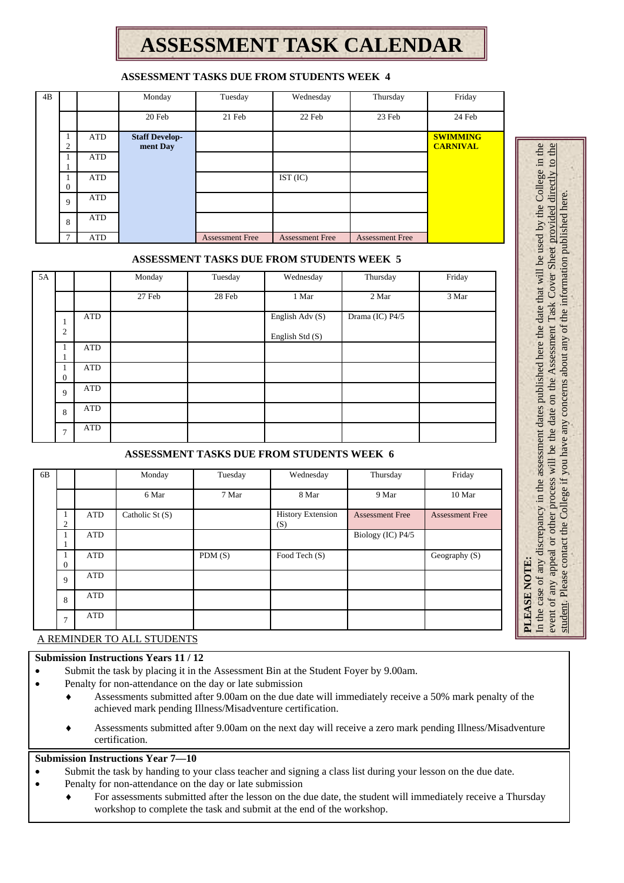# ASSESSMENT TASK CALENDAR

### ASSESSMENT TASKS DUE FROM STUDENTS WEEK 4

| 4B | | | Monday | Tuesday | Wednesday | Thursday | Friday |
|---|---|---|---|---|---|---|---|
| | | | 20 Feb | 21 Feb | 22 Feb | 23 Feb | 24 Feb |
| | 12 | ATD | **Staff Development Day** | | | | **SWIMMING CARNIVAL** |
| | 11 | ATD | | | | | |
| | 10 | ATD | | | IST (IC) | | |
| | 9 | ATD | | | | | |
| | 8 | ATD | | | | | |
| | 7 | ATD | | Assessment Free | Assessment Free | Assessment Free | |

### ASSESSMENT TASKS DUE FROM STUDENTS WEEK 5

| 5A | | | Monday | Tuesday | Wednesday | Thursday | Friday |
|---|---|---|---|---|---|---|---|
| | | | 27 Feb | 28 Feb | 1 Mar | 2 Mar | 3 Mar |
| | 12 | ATD | | | English Adv (S) English Std (S) | Drama (IC) P4/5 | |
| | 11 | ATD | | | | | |
| | 10 | ATD | | | | | |
| | 9 | ATD | | | | | |
| | 8 | ATD | | | | | |
| | 7 | ATD | | | | | |

### ASSESSMENT TASKS DUE FROM STUDENTS WEEK 6

| 6B | | | Monday | Tuesday | Wednesday | Thursday | Friday |
|---|---|---|---|---|---|---|---|
| | | | 6 Mar | 7 Mar | 8 Mar | 9 Mar | 10 Mar |
| | 12 | ATD | Catholic St (S) | | History Extension (S) | Assessment Free | Assessment Free |
| | 11 | ATD | | | | Biology (IC) P4/5 | |
| | 10 | ATD | | PDM (S) | Food Tech (S) | | Geography (S) |
| | 9 | ATD | | | | | |
| | 8 | ATD | | | | | |
| | 7 | ATD | | | | | |

**PLEASE NOTE:**
In the case of any discrepancy in the assessment dates published here the date that will be used by the College in the event of any appeal or other process will be the date on the Assessment Task Cover Sheet provided directly to the student. Please contact the College if you have any concerns about any of the information published here.

A REMINDER TO ALL STUDENTS

**Submission Instructions Years 11 / 12**

- Submit the task by placing it in the Assessment Bin at the Student Foyer by 9.00am.
- Penalty for non-attendance on the day or late submission
  - Assessments submitted after 9.00am on the due date will immediately receive a 50% mark penalty of the achieved mark pending Illness/Misadventure certification.
  - Assessments submitted after 9.00am on the next day will receive a zero mark pending Illness/Misadventure certification.

**Submission Instructions Year 7—10**

- Submit the task by handing to your class teacher and signing a class list during your lesson on the due date.
- Penalty for non-attendance on the day or late submission
  - For assessments submitted after the lesson on the due date, the student will immediately receive a Thursday workshop to complete the task and submit at the end of the workshop.